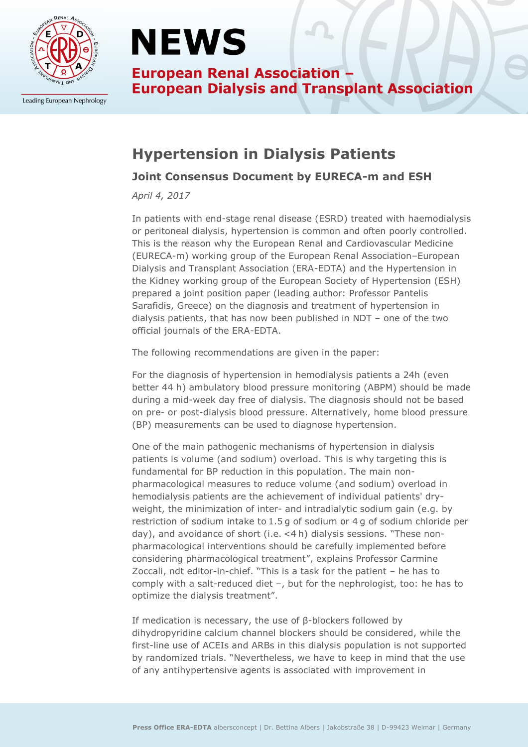# NEWS

**European Renal Association – European Dialysis and Transplant Association**

Leading European Nephrology

## Hypertension in Dialysis Patients

### Joint Consensus Document by EURECA-m and ESH

*April 4, 2017*

In patients with end-stage renal disease (ESRD) treated with haemodialysis or peritoneal dialysis, hypertension is common and often poorly controlled. This is the reason why the European Renal and Cardiovascular Medicine (EURECA-m) working group of the European Renal Association–European Dialysis and Transplant Association (ERA-EDTA) and the Hypertension in the Kidney working group of the European Society of Hypertension (ESH) prepared a joint position paper (leading author: Professor Pantelis Sarafidis, Greece) on the diagnosis and treatment of hypertension in dialysis patients, that has now been published in NDT – one of the two official journals of the ERA-EDTA.

The following recommendations are given in the paper:

For the diagnosis of hypertension in hemodialysis patients a 24h (even better 44 h) ambulatory blood pressure monitoring (ABPM) should be made during a mid-week day free of dialysis. The diagnosis should not be based on pre- or post-dialysis blood pressure. Alternatively, home blood pressure (BP) measurements can be used to diagnose hypertension.

One of the main pathogenic mechanisms of hypertension in dialysis patients is volume (and sodium) overload. This is why targeting this is fundamental for BP reduction in this population. The main non-pharmacological measures to reduce volume (and sodium) overload in hemodialysis patients are the achievement of individual patients' dry-weight, the minimization of inter- and intradialytic sodium gain (e.g. by restriction of sodium intake to 1.5 g of sodium or 4 g of sodium chloride per day), and avoidance of short (i.e. <4 h) dialysis sessions. "These non-pharmacological interventions should be carefully implemented before considering pharmacological treatment", explains Professor Carmine Zoccali, ndt editor-in-chief. "This is a task for the patient – he has to comply with a salt-reduced diet –, but for the nephrologist, too: he has to optimize the dialysis treatment".

If medication is necessary, the use of β-blockers followed by dihydropyridine calcium channel blockers should be considered, while the first-line use of ACEIs and ARBs in this dialysis population is not supported by randomized trials. "Nevertheless, we have to keep in mind that the use of any antihypertensive agents is associated with improvement in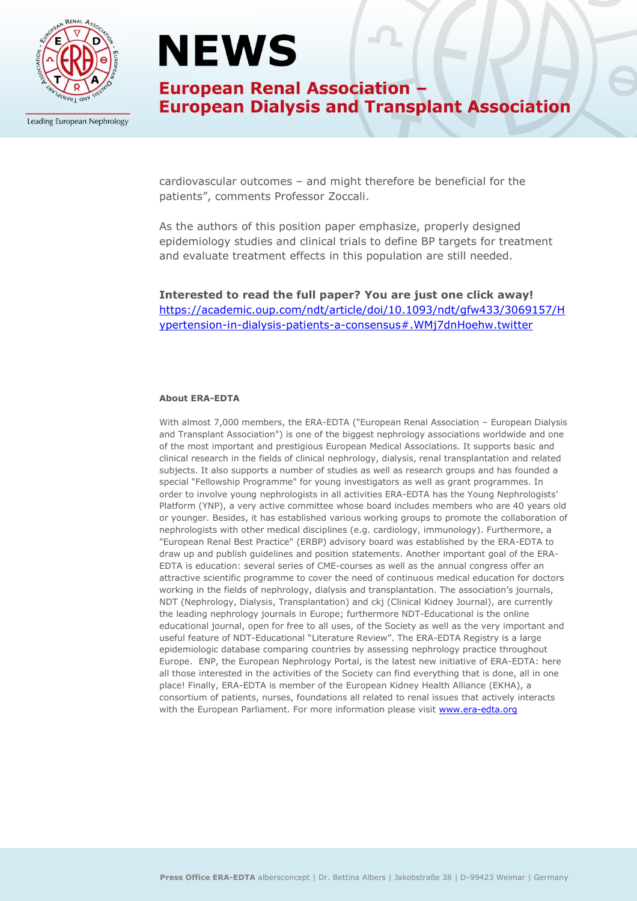cardiovascular outcomes – and might therefore be beneficial for the patients", comments Professor Zoccali.

As the authors of this position paper emphasize, properly designed epidemiology studies and clinical trials to define BP targets for treatment and evaluate treatment effects in this population are still needed.

**Interested to read the full paper? You are just one click away!**
https://academic.oup.com/ndt/article/doi/10.1093/ndt/gfw433/3069157/Hypertension-in-dialysis-patients-a-consensus#.WMj7dnHoehw.twitter

**About ERA-EDTA**

With almost 7,000 members, the ERA-EDTA ("European Renal Association – European Dialysis and Transplant Association") is one of the biggest nephrology associations worldwide and one of the most important and prestigious European Medical Associations. It supports basic and clinical research in the fields of clinical nephrology, dialysis, renal transplantation and related subjects. It also supports a number of studies as well as research groups and has founded a special "Fellowship Programme" for young investigators as well as grant programmes. In order to involve young nephrologists in all activities ERA-EDTA has the Young Nephrologists' Platform (YNP), a very active committee whose board includes members who are 40 years old or younger. Besides, it has established various working groups to promote the collaboration of nephrologists with other medical disciplines (e.g. cardiology, immunology). Furthermore, a "European Renal Best Practice" (ERBP) advisory board was established by the ERA-EDTA to draw up and publish guidelines and position statements. Another important goal of the ERA-EDTA is education: several series of CME-courses as well as the annual congress offer an attractive scientific programme to cover the need of continuous medical education for doctors working in the fields of nephrology, dialysis and transplantation. The association's journals, NDT (Nephrology, Dialysis, Transplantation) and ckj (Clinical Kidney Journal), are currently the leading nephrology journals in Europe; furthermore NDT-Educational is the online educational journal, open for free to all uses, of the Society as well as the very important and useful feature of NDT-Educational "Literature Review". The ERA-EDTA Registry is a large epidemiologic database comparing countries by assessing nephrology practice throughout Europe. ENP, the European Nephrology Portal, is the latest new initiative of ERA-EDTA: here all those interested in the activities of the Society can find everything that is done, all in one place! Finally, ERA-EDTA is member of the European Kidney Health Alliance (EKHA), a consortium of patients, nurses, foundations all related to renal issues that actively interacts with the European Parliament. For more information please visit www.era-edta.org